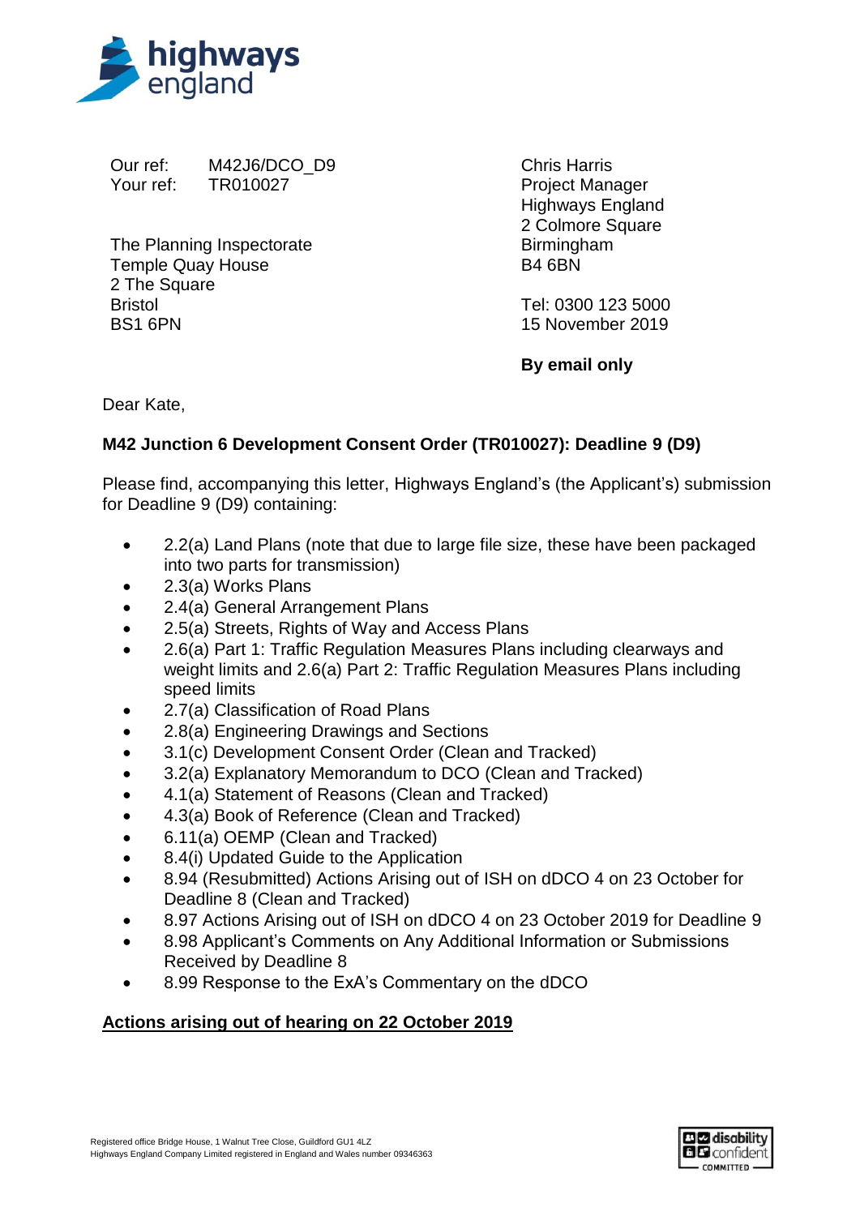Our ref: M42J6/DCO_D9
Your ref: TR010027

The Planning Inspectorate
Temple Quay House
2 The Square
Bristol
BS1 6PN

Chris Harris
Project Manager
Highways England
2 Colmore Square
Birmingham
B4 6BN

Tel: 0300 123 5000
15 November 2019

**By email only**

Dear Kate,

**M42 Junction 6 Development Consent Order (TR010027): Deadline 9 (D9)**

Please find, accompanying this letter, Highways England's (the Applicant's) submission for Deadline 9 (D9) containing:

- 2.2(a) Land Plans (note that due to large file size, these have been packaged into two parts for transmission)
- 2.3(a) Works Plans
- 2.4(a) General Arrangement Plans
- 2.5(a) Streets, Rights of Way and Access Plans
- 2.6(a) Part 1: Traffic Regulation Measures Plans including clearways and weight limits and 2.6(a) Part 2: Traffic Regulation Measures Plans including speed limits
- 2.7(a) Classification of Road Plans
- 2.8(a) Engineering Drawings and Sections
- 3.1(c) Development Consent Order (Clean and Tracked)
- 3.2(a) Explanatory Memorandum to DCO (Clean and Tracked)
- 4.1(a) Statement of Reasons (Clean and Tracked)
- 4.3(a) Book of Reference (Clean and Tracked)
- 6.11(a) OEMP (Clean and Tracked)
- 8.4(i) Updated Guide to the Application
- 8.94 (Resubmitted) Actions Arising out of ISH on dDCO 4 on 23 October for Deadline 8 (Clean and Tracked)
- 8.97 Actions Arising out of ISH on dDCO 4 on 23 October 2019 for Deadline 9
- 8.98 Applicant's Comments on Any Additional Information or Submissions Received by Deadline 8
- 8.99 Response to the ExA's Commentary on the dDCO

**Actions arising out of hearing on 22 October 2019**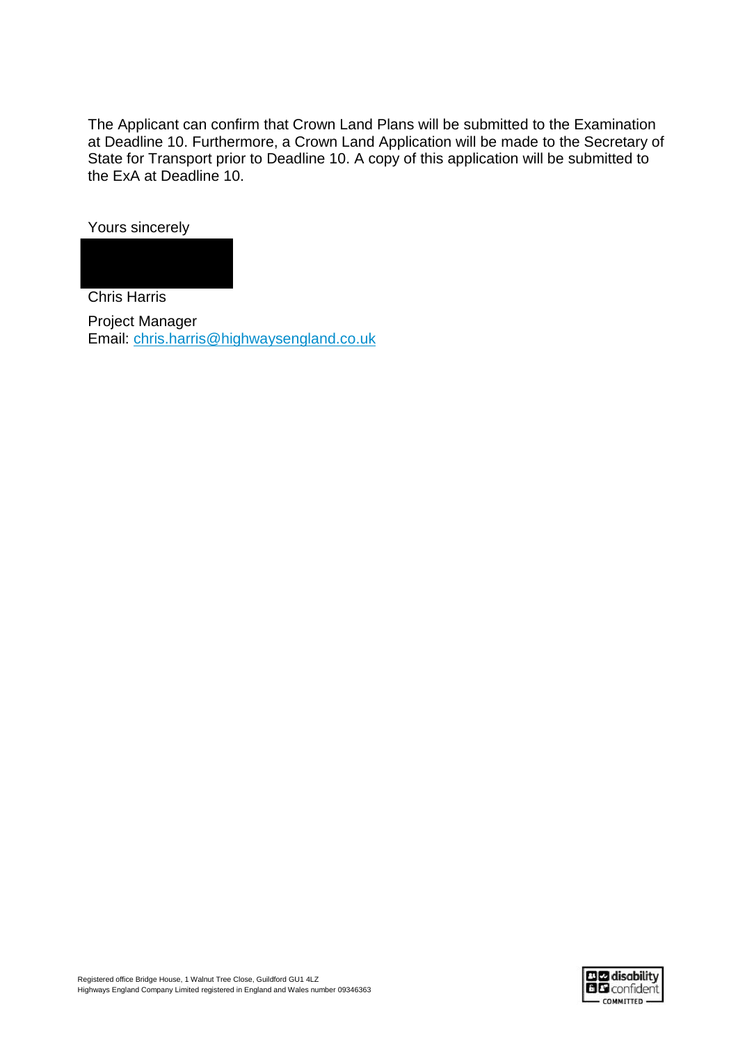The Applicant can confirm that Crown Land Plans will be submitted to the Examination at Deadline 10. Furthermore, a Crown Land Application will be made to the Secretary of State for Transport prior to Deadline 10. A copy of this application will be submitted to the ExA at Deadline 10.

Yours sincerely

Chris Harris

Project Manager
Email: chris.harris@highwaysengland.co.uk

Registered office Bridge House, 1 Walnut Tree Close, Guildford GU1 4LZ
Highways England Company Limited registered in England and Wales number 09346363